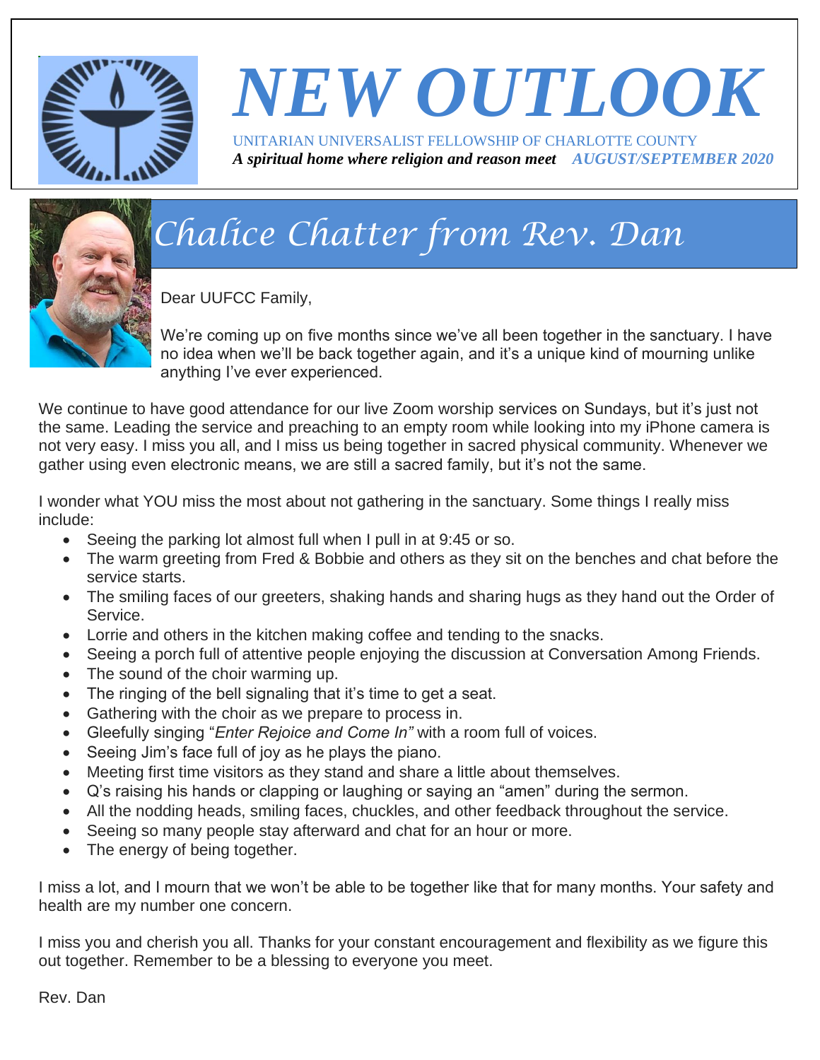# NEW OUTLOOK

UNITARIAN UNIVERSALIST FELLOWSHIP OF CHARLOTTE COUNTY

***A spiritual home where religion and reason meet*** ***AUGUST/SEPTEMBER 2020***

## Chalice Chatter from Rev. Dan

Dear UUFCC Family,

We're coming up on five months since we've all been together in the sanctuary. I have no idea when we'll be back together again, and it's a unique kind of mourning unlike anything I've ever experienced.

We continue to have good attendance for our live Zoom worship services on Sundays, but it's just not the same. Leading the service and preaching to an empty room while looking into my iPhone camera is not very easy. I miss you all, and I miss us being together in sacred physical community. Whenever we gather using even electronic means, we are still a sacred family, but it's not the same.

I wonder what YOU miss the most about not gathering in the sanctuary. Some things I really miss include:

- Seeing the parking lot almost full when I pull in at 9:45 or so.
- The warm greeting from Fred & Bobbie and others as they sit on the benches and chat before the service starts.
- The smiling faces of our greeters, shaking hands and sharing hugs as they hand out the Order of Service.
- Lorrie and others in the kitchen making coffee and tending to the snacks.
- Seeing a porch full of attentive people enjoying the discussion at Conversation Among Friends.
- The sound of the choir warming up.
- The ringing of the bell signaling that it's time to get a seat.
- Gathering with the choir as we prepare to process in.
- Gleefully singing "*Enter Rejoice and Come In"* with a room full of voices.
- Seeing Jim's face full of joy as he plays the piano.
- Meeting first time visitors as they stand and share a little about themselves.
- Q's raising his hands or clapping or laughing or saying an "amen" during the sermon.
- All the nodding heads, smiling faces, chuckles, and other feedback throughout the service.
- Seeing so many people stay afterward and chat for an hour or more.
- The energy of being together.

I miss a lot, and I mourn that we won't be able to be together like that for many months. Your safety and health are my number one concern.

I miss you and cherish you all. Thanks for your constant encouragement and flexibility as we figure this out together. Remember to be a blessing to everyone you meet.

Rev. Dan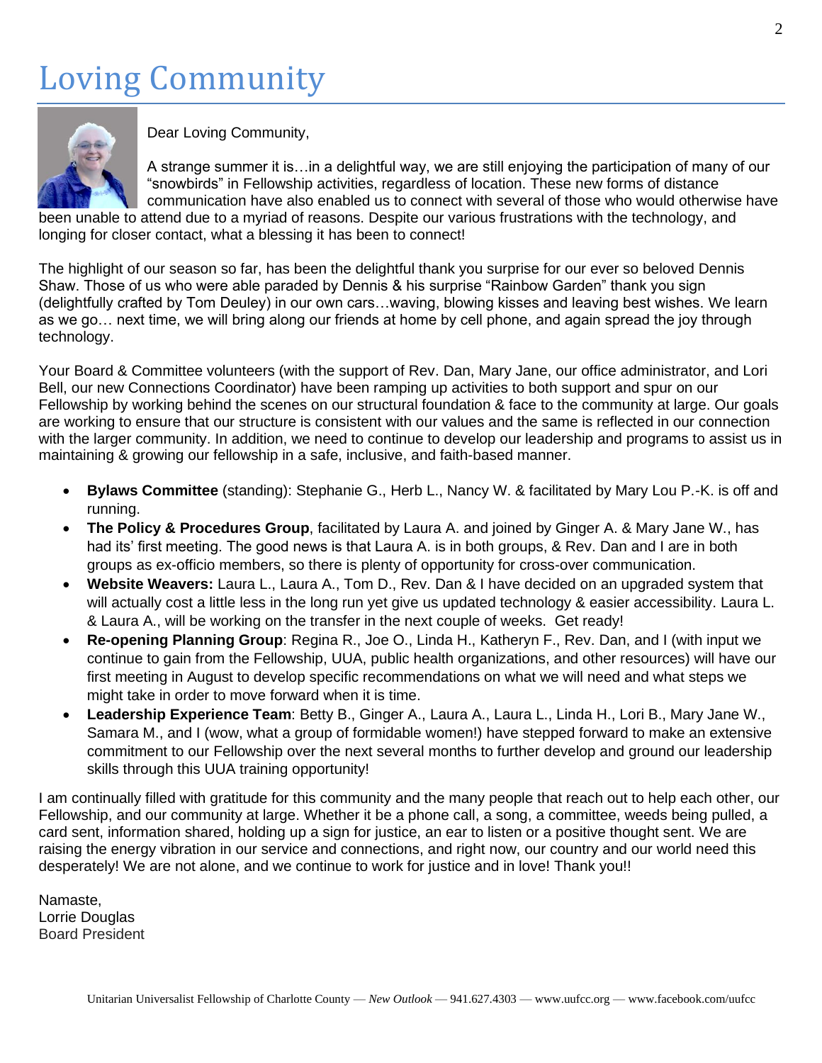# Loving Community

Dear Loving Community,

A strange summer it is…in a delightful way, we are still enjoying the participation of many of our "snowbirds" in Fellowship activities, regardless of location. These new forms of distance communication have also enabled us to connect with several of those who would otherwise have been unable to attend due to a myriad of reasons. Despite our various frustrations with the technology, and longing for closer contact, what a blessing it has been to connect!

The highlight of our season so far, has been the delightful thank you surprise for our ever so beloved Dennis Shaw. Those of us who were able paraded by Dennis & his surprise "Rainbow Garden" thank you sign (delightfully crafted by Tom Deuley) in our own cars…waving, blowing kisses and leaving best wishes. We learn as we go… next time, we will bring along our friends at home by cell phone, and again spread the joy through technology.

Your Board & Committee volunteers (with the support of Rev. Dan, Mary Jane, our office administrator, and Lori Bell, our new Connections Coordinator) have been ramping up activities to both support and spur on our Fellowship by working behind the scenes on our structural foundation & face to the community at large. Our goals are working to ensure that our structure is consistent with our values and the same is reflected in our connection with the larger community. In addition, we need to continue to develop our leadership and programs to assist us in maintaining & growing our fellowship in a safe, inclusive, and faith-based manner.

- **Bylaws Committee** (standing): Stephanie G., Herb L., Nancy W. & facilitated by Mary Lou P.-K. is off and running.
- **The Policy & Procedures Group**, facilitated by Laura A. and joined by Ginger A. & Mary Jane W., has had its' first meeting. The good news is that Laura A. is in both groups, & Rev. Dan and I are in both groups as ex-officio members, so there is plenty of opportunity for cross-over communication.
- **Website Weavers:** Laura L., Laura A., Tom D., Rev. Dan & I have decided on an upgraded system that will actually cost a little less in the long run yet give us updated technology & easier accessibility. Laura L. & Laura A., will be working on the transfer in the next couple of weeks. Get ready!
- **Re-opening Planning Group**: Regina R., Joe O., Linda H., Katheryn F., Rev. Dan, and I (with input we continue to gain from the Fellowship, UUA, public health organizations, and other resources) will have our first meeting in August to develop specific recommendations on what we will need and what steps we might take in order to move forward when it is time.
- **Leadership Experience Team**: Betty B., Ginger A., Laura A., Laura L., Linda H., Lori B., Mary Jane W., Samara M., and I (wow, what a group of formidable women!) have stepped forward to make an extensive commitment to our Fellowship over the next several months to further develop and ground our leadership skills through this UUA training opportunity!

I am continually filled with gratitude for this community and the many people that reach out to help each other, our Fellowship, and our community at large. Whether it be a phone call, a song, a committee, weeds being pulled, a card sent, information shared, holding up a sign for justice, an ear to listen or a positive thought sent. We are raising the energy vibration in our service and connections, and right now, our country and our world need this desperately! We are not alone, and we continue to work for justice and in love! Thank you!!

Namaste,
Lorrie Douglas
Board President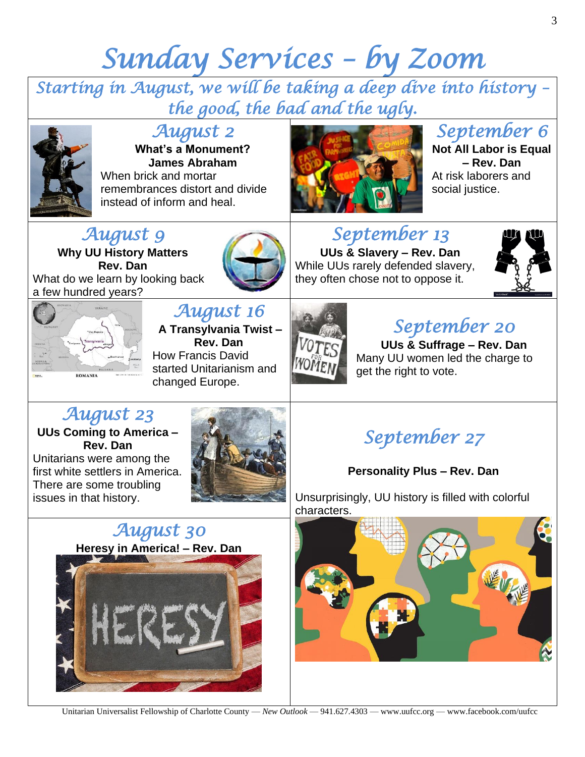# Sunday Services – by Zoom

*Starting in August, we will be taking a deep dive into history – the good, the bad and the ugly.*

## August 2

**What's a Monument?**
**James Abraham**

When brick and mortar remembrances distort and divide instead of inform and heal.

## August 9

**Why UU History Matters**
**Rev. Dan**

What do we learn by looking back a few hundred years?

## August 16

**A Transylvania Twist – Rev. Dan**

How Francis David started Unitarianism and changed Europe.

## August 23

**UUs Coming to America – Rev. Dan**

Unitarians were among the first white settlers in America. There are some troubling issues in that history.

## August 30

**Heresy in America! – Rev. Dan**

## September 6

**Not All Labor is Equal – Rev. Dan**

At risk laborers and social justice.

## September 13

**UUs & Slavery – Rev. Dan**

While UUs rarely defended slavery, they often chose not to oppose it.

## September 20

**UUs & Suffrage – Rev. Dan**

Many UU women led the charge to get the right to vote.

## September 27

**Personality Plus – Rev. Dan**

Unsurprisingly, UU history is filled with colorful characters.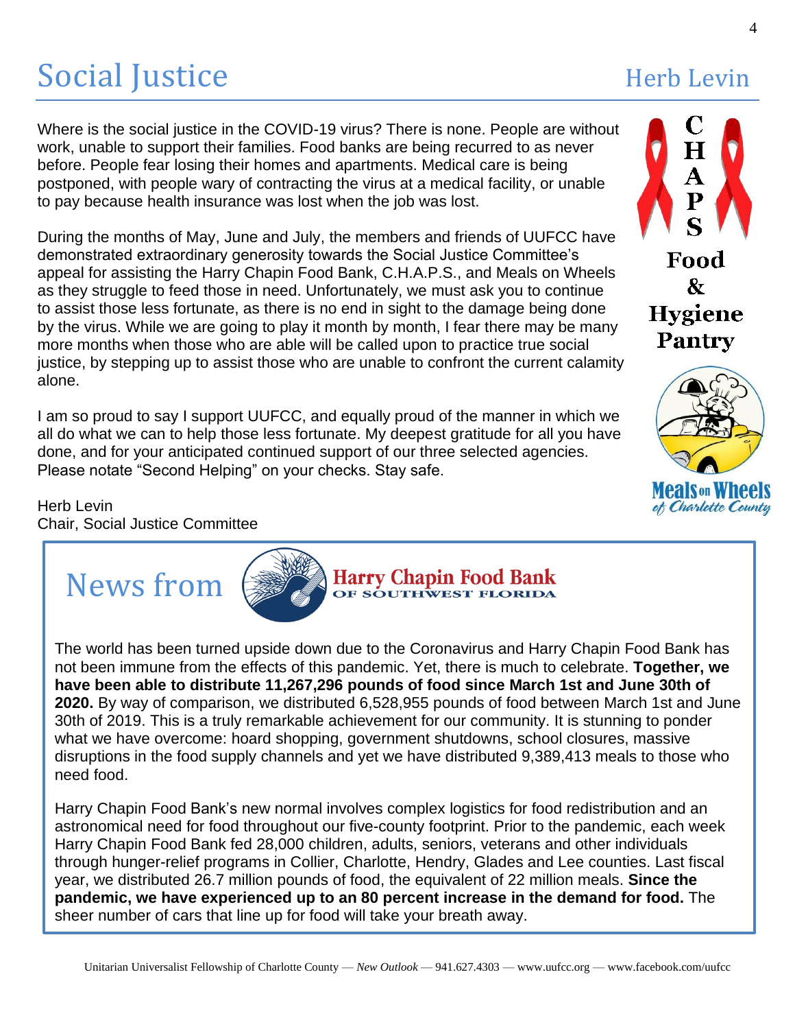# Social Justice

Herb Levin

Where is the social justice in the COVID-19 virus? There is none. People are without work, unable to support their families. Food banks are being recurred to as never before. People fear losing their homes and apartments. Medical care is being postponed, with people wary of contracting the virus at a medical facility, or unable to pay because health insurance was lost when the job was lost.

During the months of May, June and July, the members and friends of UUFCC have demonstrated extraordinary generosity towards the Social Justice Committee's appeal for assisting the Harry Chapin Food Bank, C.H.A.P.S., and Meals on Wheels as they struggle to feed those in need. Unfortunately, we must ask you to continue to assist those less fortunate, as there is no end in sight to the damage being done by the virus. While we are going to play it month by month, I fear there may be many more months when those who are able will be called upon to practice true social justice, by stepping up to assist those who are unable to confront the current calamity alone.

I am so proud to say I support UUFCC, and equally proud of the manner in which we all do what we can to help those less fortunate. My deepest gratitude for all you have done, and for your anticipated continued support of our three selected agencies. Please notate "Second Helping" on your checks. Stay safe.

Herb Levin
Chair, Social Justice Committee

CHAPS Food & Hygiene Pantry

Meals on Wheels of Charlotte County

## News from Harry Chapin Food Bank of Southwest Florida

The world has been turned upside down due to the Coronavirus and Harry Chapin Food Bank has not been immune from the effects of this pandemic. Yet, there is much to celebrate. **Together, we have been able to distribute 11,267,296 pounds of food since March 1st and June 30th of 2020.** By way of comparison, we distributed 6,528,955 pounds of food between March 1st and June 30th of 2019. This is a truly remarkable achievement for our community. It is stunning to ponder what we have overcome: hoard shopping, government shutdowns, school closures, massive disruptions in the food supply channels and yet we have distributed 9,389,413 meals to those who need food.

Harry Chapin Food Bank's new normal involves complex logistics for food redistribution and an astronomical need for food throughout our five-county footprint. Prior to the pandemic, each week Harry Chapin Food Bank fed 28,000 children, adults, seniors, veterans and other individuals through hunger-relief programs in Collier, Charlotte, Hendry, Glades and Lee counties. Last fiscal year, we distributed 26.7 million pounds of food, the equivalent of 22 million meals. **Since the pandemic, we have experienced up to an 80 percent increase in the demand for food.** The sheer number of cars that line up for food will take your breath away.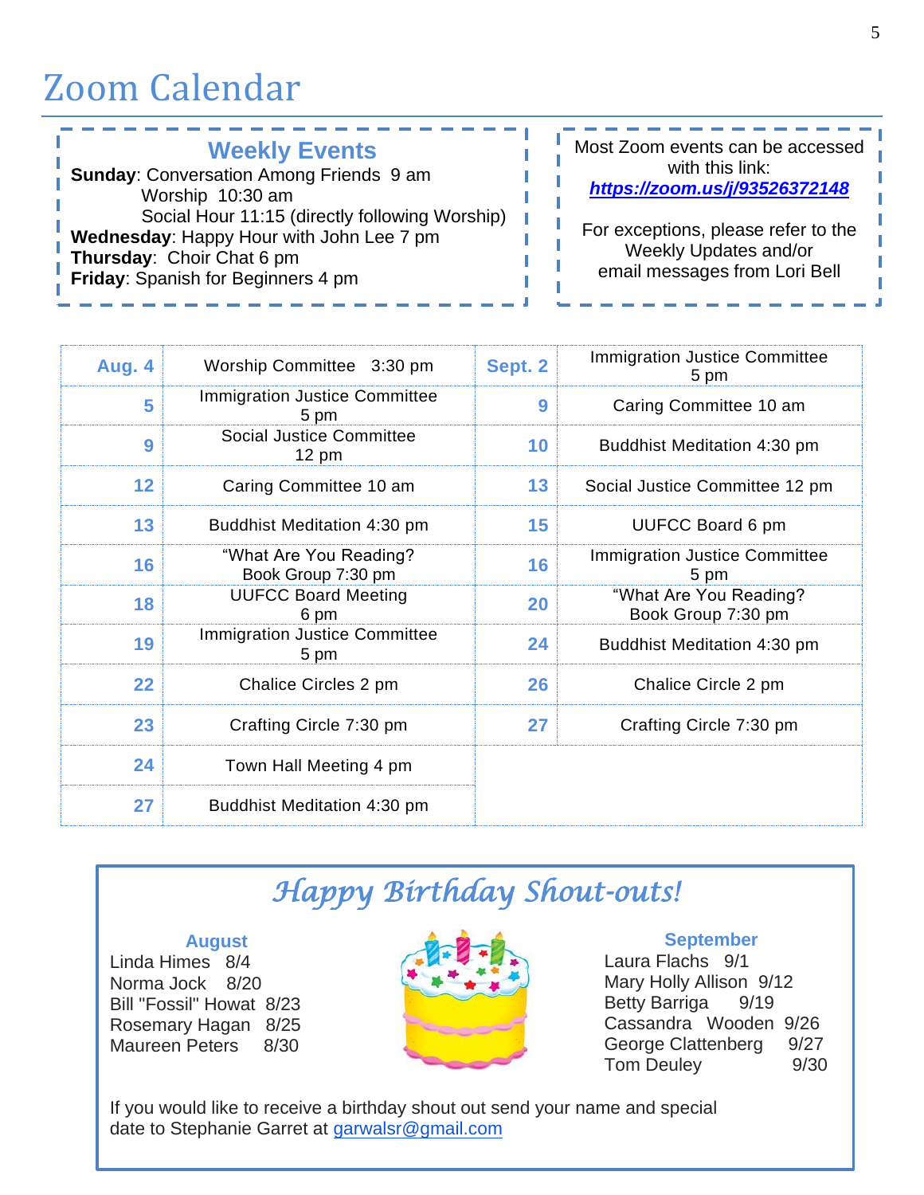# Zoom Calendar

### Weekly Events

**Sunday**: Conversation Among Friends 9 am
Worship 10:30 am
Social Hour 11:15 (directly following Worship)
**Wednesday**: Happy Hour with John Lee 7 pm
**Thursday**: Choir Chat 6 pm
**Friday**: Spanish for Beginners 4 pm

Most Zoom events can be accessed with this link:
***https://zoom.us/j/93526372148***

For exceptions, please refer to the Weekly Updates and/or email messages from Lori Bell

| | | | |
|---|---|---|---|
| **Aug. 4** | Worship Committee 3:30 pm | **Sept. 2** | Immigration Justice Committee 5 pm |
| **5** | Immigration Justice Committee 5 pm | **9** | Caring Committee 10 am |
| **9** | Social Justice Committee 12 pm | **10** | Buddhist Meditation 4:30 pm |
| **12** | Caring Committee 10 am | **13** | Social Justice Committee 12 pm |
| **13** | Buddhist Meditation 4:30 pm | **15** | UUFCC Board 6 pm |
| **16** | "What Are You Reading? Book Group 7:30 pm | **16** | Immigration Justice Committee 5 pm |
| **18** | UUFCC Board Meeting 6 pm | **20** | "What Are You Reading? Book Group 7:30 pm |
| **19** | Immigration Justice Committee 5 pm | **24** | Buddhist Meditation 4:30 pm |
| **22** | Chalice Circles 2 pm | **26** | Chalice Circle 2 pm |
| **23** | Crafting Circle 7:30 pm | **27** | Crafting Circle 7:30 pm |
| **24** | Town Hall Meeting 4 pm | | |
| **27** | Buddhist Meditation 4:30 pm | | |

## *Happy Birthday Shout-outs!*

**August**

Linda Himes 8/4
Norma Jock 8/20
Bill "Fossil" Howat 8/23
Rosemary Hagan 8/25
Maureen Peters 8/30

**September**

Laura Flachs 9/1
Mary Holly Allison 9/12
Betty Barriga 9/19
Cassandra Wooden 9/26
George Clattenberg 9/27
Tom Deuley 9/30

If you would like to receive a birthday shout out send your name and special date to Stephanie Garret at garwalsr@gmail.com